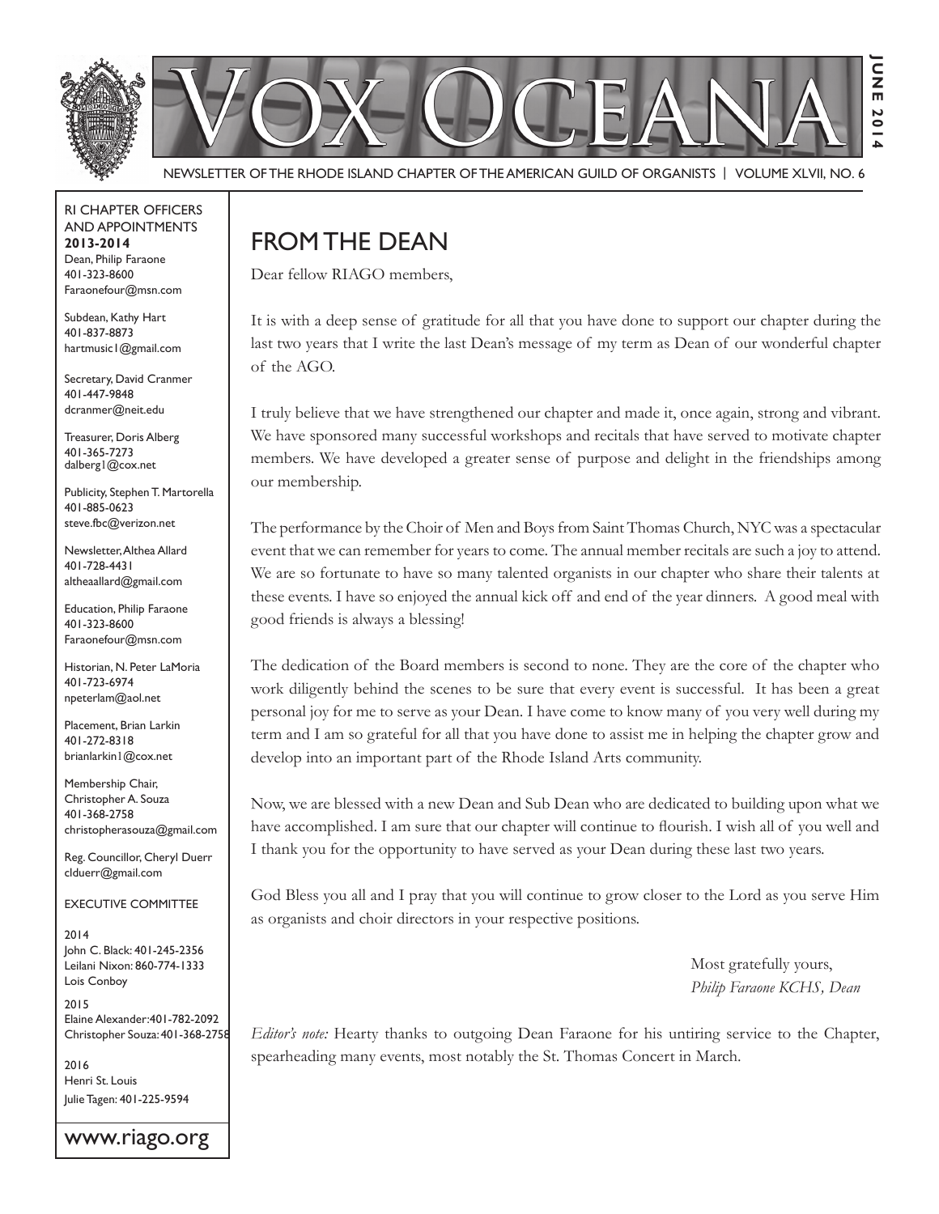# Vox Oceana

NEWSLETTER OF THE RHODE ISLAND CHAPTER OF THE AMERICAN GUILD OF ORGANISTS | VOLUME XLVII, NO. 6

JUNE 2014

RI CHAPTER OFFICERS AND APPOINTMENTS
**2013-2014**

Dean, Philip Faraone
401-323-8600
Faraonefour@msn.com

Subdean, Kathy Hart
401-837-8873
hartmusic1@gmail.com

Secretary, David Cranmer
401-447-9848
dcranmer@neit.edu

Treasurer, Doris Alberg
401-365-7273
dalberg1@cox.net

Publicity, Stephen T. Martorella
401-885-0623
steve.fbc@verizon.net

Newsletter, Althea Allard
401-728-4431
altheaallard@gmail.com

Education, Philip Faraone
401-323-8600
Faraonefour@msn.com

Historian, N. Peter LaMoria
401-723-6974
npeterlam@aol.net

Placement, Brian Larkin
401-272-8318
brianlarkin1@cox.net

Membership Chair, Christopher A. Souza
401-368-2758
christopherasouza@gmail.com

Reg. Councillor, Cheryl Duerr
clduerr@gmail.com

EXECUTIVE COMMITTEE

2014
John C. Black: 401-245-2356
Leilani Nixon: 860-774-1333
Lois Conboy

2015
Elaine Alexander: 401-782-2092
Christopher Souza: 401-368-2758

2016
Henri St. Louis
Julie Tagen: 401-225-9594

www.riago.org

## FROM THE DEAN

Dear fellow RIAGO members,

It is with a deep sense of gratitude for all that you have done to support our chapter during the last two years that I write the last Dean's message of my term as Dean of our wonderful chapter of the AGO.

I truly believe that we have strengthened our chapter and made it, once again, strong and vibrant. We have sponsored many successful workshops and recitals that have served to motivate chapter members. We have developed a greater sense of purpose and delight in the friendships among our membership.

The performance by the Choir of Men and Boys from Saint Thomas Church, NYC was a spectacular event that we can remember for years to come. The annual member recitals are such a joy to attend. We are so fortunate to have so many talented organists in our chapter who share their talents at these events. I have so enjoyed the annual kick off and end of the year dinners. A good meal with good friends is always a blessing!

The dedication of the Board members is second to none. They are the core of the chapter who work diligently behind the scenes to be sure that every event is successful. It has been a great personal joy for me to serve as your Dean. I have come to know many of you very well during my term and I am so grateful for all that you have done to assist me in helping the chapter grow and develop into an important part of the Rhode Island Arts community.

Now, we are blessed with a new Dean and Sub Dean who are dedicated to building upon what we have accomplished. I am sure that our chapter will continue to flourish. I wish all of you well and I thank you for the opportunity to have served as your Dean during these last two years.

God Bless you all and I pray that you will continue to grow closer to the Lord as you serve Him as organists and choir directors in your respective positions.

Most gratefully yours,
*Philip Faraone KCHS, Dean*

*Editor's note:* Hearty thanks to outgoing Dean Faraone for his untiring service to the Chapter, spearheading many events, most notably the St. Thomas Concert in March.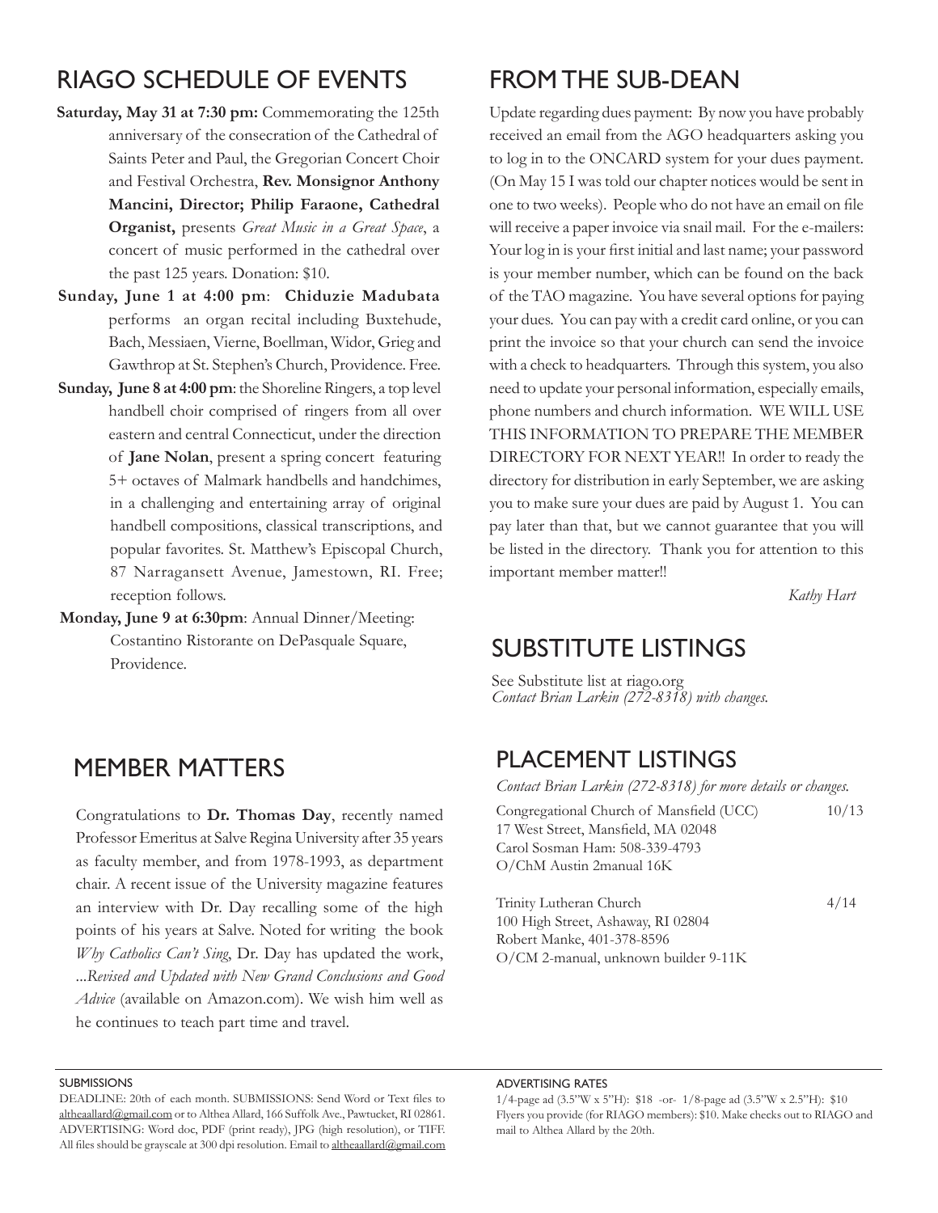## RIAGO SCHEDULE OF EVENTS

**Saturday, May 31 at 7:30 pm:** Commemorating the 125th anniversary of the consecration of the Cathedral of Saints Peter and Paul, the Gregorian Concert Choir and Festival Orchestra, **Rev. Monsignor Anthony Mancini, Director; Philip Faraone, Cathedral Organist,** presents *Great Music in a Great Space*, a concert of music performed in the cathedral over the past 125 years. Donation: $10.

**Sunday, June 1 at 4:00 pm**: **Chiduzie Madubata** performs an organ recital including Buxtehude, Bach, Messiaen, Vierne, Boellman, Widor, Grieg and Gawthrop at St. Stephen's Church, Providence. Free.

**Sunday, June 8 at 4:00 pm**: the Shoreline Ringers, a top level handbell choir comprised of ringers from all over eastern and central Connecticut, under the direction of **Jane Nolan**, present a spring concert featuring 5+ octaves of Malmark handbells and handchimes, in a challenging and entertaining array of original handbell compositions, classical transcriptions, and popular favorites. St. Matthew's Episcopal Church, 87 Narragansett Avenue, Jamestown, RI. Free; reception follows.

**Monday, June 9 at 6:30pm**: Annual Dinner/Meeting: Costantino Ristorante on DePasquale Square, Providence.

## MEMBER MATTERS

Congratulations to **Dr. Thomas Day**, recently named Professor Emeritus at Salve Regina University after 35 years as faculty member, and from 1978-1993, as department chair. A recent issue of the University magazine features an interview with Dr. Day recalling some of the high points of his years at Salve. Noted for writing the book *Why Catholics Can't Sing*, Dr. Day has updated the work, *...Revised and Updated with New Grand Conclusions and Good Advice* (available on Amazon.com). We wish him well as he continues to teach part time and travel.

## FROM THE SUB-DEAN

Update regarding dues payment: By now you have probably received an email from the AGO headquarters asking you to log in to the ONCARD system for your dues payment. (On May 15 I was told our chapter notices would be sent in one to two weeks). People who do not have an email on file will receive a paper invoice via snail mail. For the e-mailers: Your log in is your first initial and last name; your password is your member number, which can be found on the back of the TAO magazine. You have several options for paying your dues. You can pay with a credit card online, or you can print the invoice so that your church can send the invoice with a check to headquarters. Through this system, you also need to update your personal information, especially emails, phone numbers and church information. WE WILL USE THIS INFORMATION TO PREPARE THE MEMBER DIRECTORY FOR NEXT YEAR!! In order to ready the directory for distribution in early September, we are asking you to make sure your dues are paid by August 1. You can pay later than that, but we cannot guarantee that you will be listed in the directory. Thank you for attention to this important member matter!!

*Kathy Hart*

## SUBSTITUTE LISTINGS

See Substitute list at riago.org
*Contact Brian Larkin (272-8318) with changes.*

## PLACEMENT LISTINGS

*Contact Brian Larkin (272-8318) for more details or changes.*

Congregational Church of Mansfield (UCC) — 10/13
17 West Street, Mansfield, MA 02048
Carol Sosman Ham: 508-339-4793
O/ChM Austin 2manual 16K

Trinity Lutheran Church — 4/14
100 High Street, Ashaway, RI 02804
Robert Manke, 401-378-8596
O/CM 2-manual, unknown builder 9-11K

#### SUBMISSIONS

DEADLINE: 20th of each month. SUBMISSIONS: Send Word or Text files to altheaallard@gmail.com or to Althea Allard, 166 Suffolk Ave., Pawtucket, RI 02861. ADVERTISING: Word doc, PDF (print ready), JPG (high resolution), or TIFF. All files should be grayscale at 300 dpi resolution. Email to altheaallard@gmail.com

#### ADVERTISING RATES

1/4-page ad (3.5"W x 5"H): $18 -or- 1/8-page ad (3.5"W x 2.5"H): $10
Flyers you provide (for RIAGO members): $10. Make checks out to RIAGO and mail to Althea Allard by the 20th.